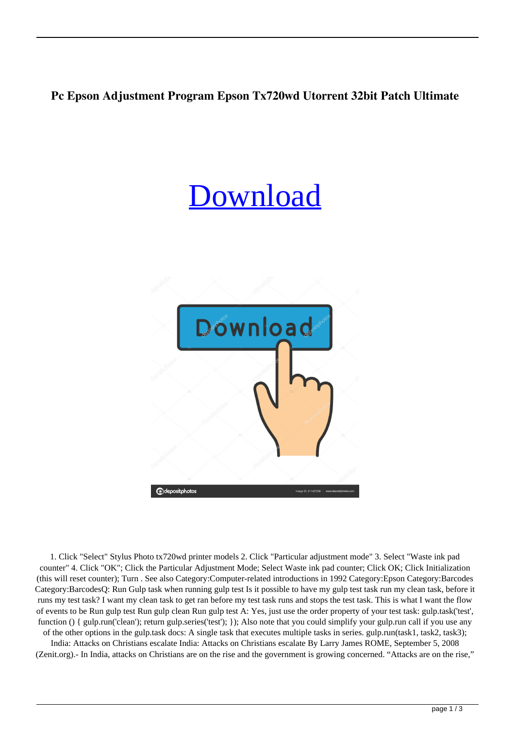**Pc Epson Adjustment Program Epson Tx720wd Utorrent 32bit Patch Ultimate**

# [Download](#)

1. Click "Select" Stylus Photo tx720wd printer models 2. Click "Particular adjustment mode" 3. Select "Waste ink pad counter" 4. Click "OK"; Click the Particular Adjustment Mode; Select Waste ink pad counter; Click OK; Click Initialization (this will reset counter); Turn . See also Category:Computer-related introductions in 1992 Category:Epson Category:Barcodes Category:BarcodesQ: Run Gulp task when running gulp test Is it possible to have my gulp test task run my clean task, before it runs my test task? I want my clean task to get ran before my test task runs and stops the test task. This is what I want the flow of events to be Run gulp test Run gulp clean Run gulp test A: Yes, just use the order property of your test task: gulp.task('test', function () { gulp.run('clean'); return gulp.series('test'); }); Also note that you could simplify your gulp.run call if you use any of the other options in the gulp.task docs: A single task that executes multiple tasks in series. gulp.run(task1, task2, task3); India: Attacks on Christians escalate India: Attacks on Christians escalate By Larry James ROME, September 5, 2008 (Zenit.org).- In India, attacks on Christians are on the rise and the government is growing concerned. “Attacks are on the rise,”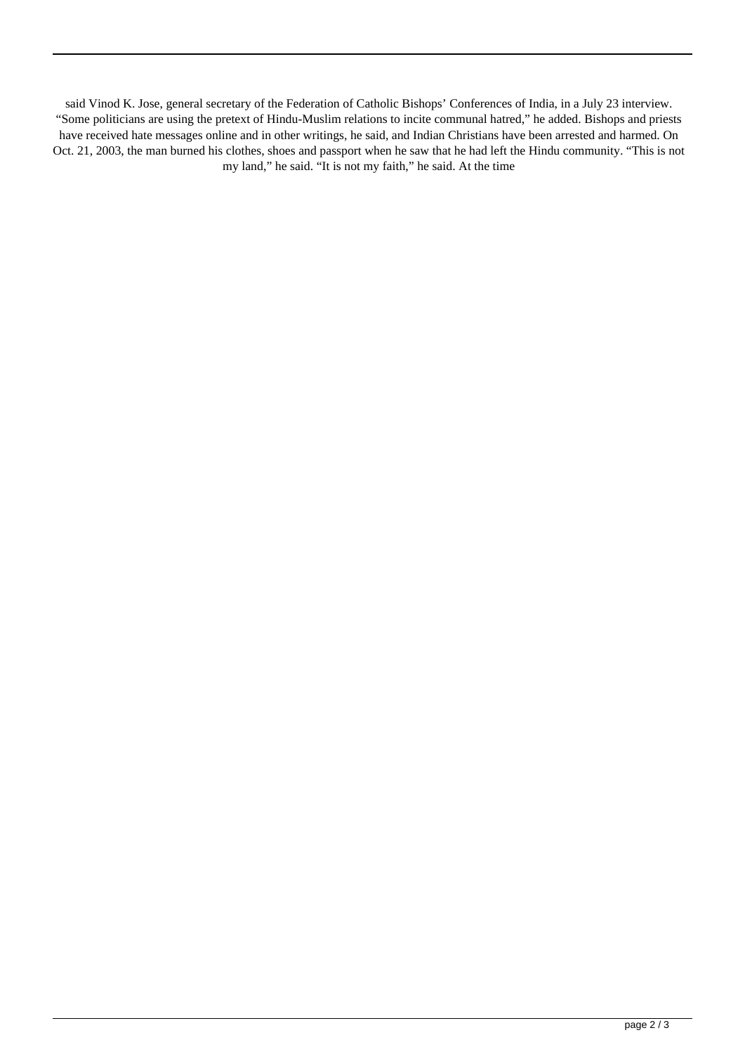said Vinod K. Jose, general secretary of the Federation of Catholic Bishops' Conferences of India, in a July 23 interview. "Some politicians are using the pretext of Hindu-Muslim relations to incite communal hatred," he added. Bishops and priests have received hate messages online and in other writings, he said, and Indian Christians have been arrested and harmed. On Oct. 21, 2003, the man burned his clothes, shoes and passport when he saw that he had left the Hindu community. "This is not my land," he said. "It is not my faith," he said. At the time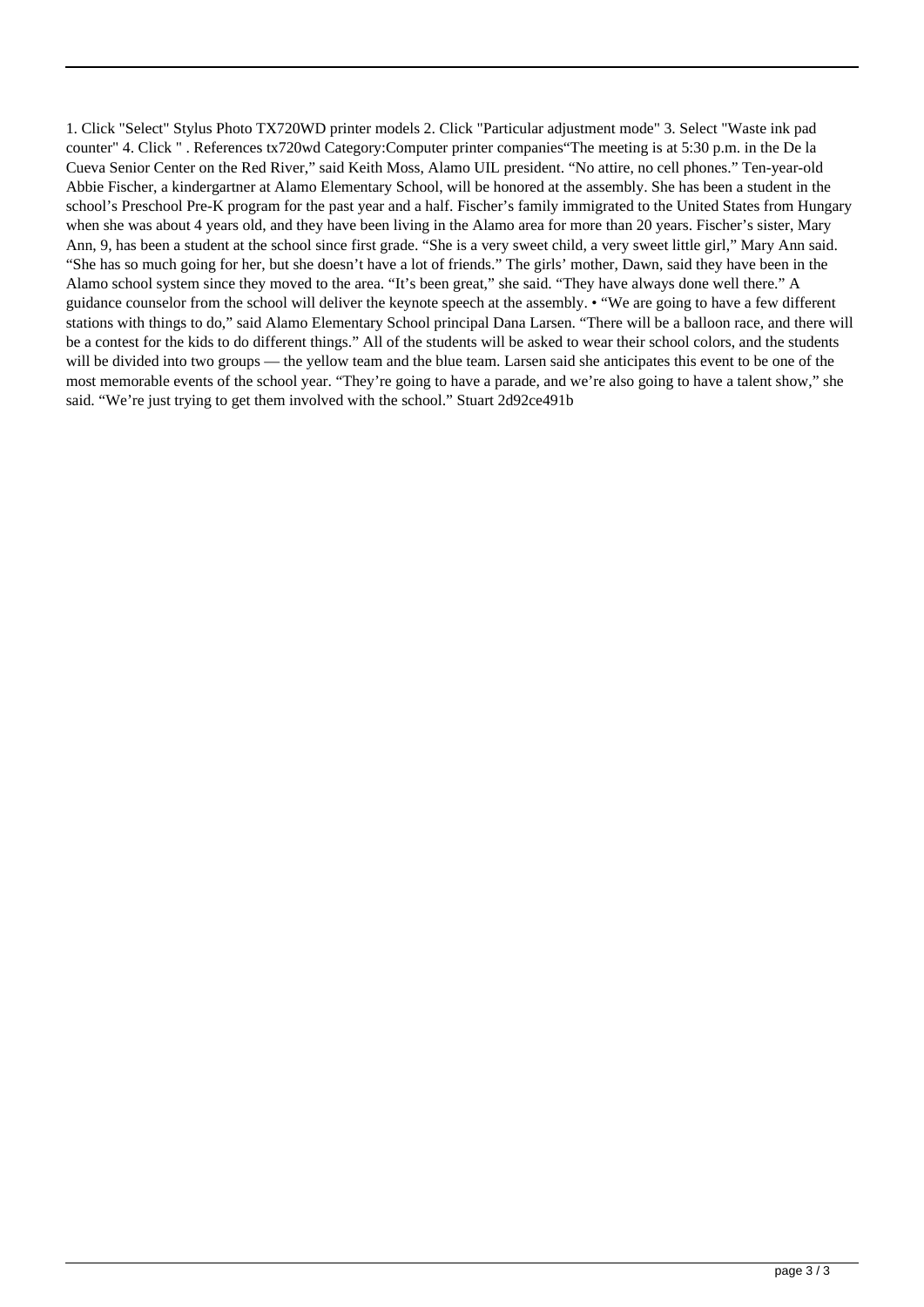1. Click "Select" Stylus Photo TX720WD printer models 2. Click "Particular adjustment mode" 3. Select "Waste ink pad counter" 4. Click " . References tx720wd Category:Computer printer companies“The meeting is at 5:30 p.m. in the De la Cueva Senior Center on the Red River,” said Keith Moss, Alamo UIL president. “No attire, no cell phones.” Ten-year-old Abbie Fischer, a kindergartner at Alamo Elementary School, will be honored at the assembly. She has been a student in the school’s Preschool Pre-K program for the past year and a half. Fischer’s family immigrated to the United States from Hungary when she was about 4 years old, and they have been living in the Alamo area for more than 20 years. Fischer’s sister, Mary Ann, 9, has been a student at the school since first grade. “She is a very sweet child, a very sweet little girl,” Mary Ann said. “She has so much going for her, but she doesn’t have a lot of friends.” The girls’ mother, Dawn, said they have been in the Alamo school system since they moved to the area. “It’s been great,” she said. “They have always done well there.” A guidance counselor from the school will deliver the keynote speech at the assembly. • “We are going to have a few different stations with things to do,” said Alamo Elementary School principal Dana Larsen. “There will be a balloon race, and there will be a contest for the kids to do different things.” All of the students will be asked to wear their school colors, and the students will be divided into two groups — the yellow team and the blue team. Larsen said she anticipates this event to be one of the most memorable events of the school year. “They’re going to have a parade, and we’re also going to have a talent show,” she said. “We’re just trying to get them involved with the school.” Stuart 2d92ce491b